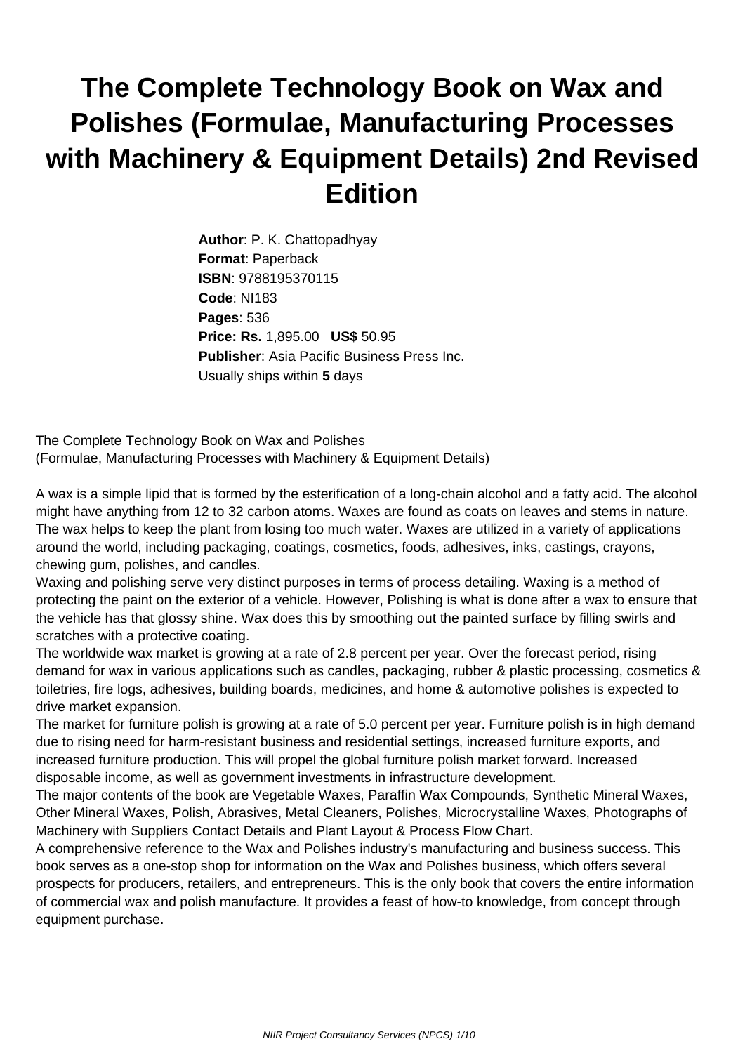# The Complete Technology Book on Wax and Polishes (Formulae, Manufacturing Processes with Machinery & Equipment Details) 2nd Revised Edition

**Author**: P. K. Chattopadhyay
**Format**: Paperback
**ISBN**: 9788195370115
**Code**: NI183
**Pages**: 536
**Price: Rs.** 1,895.00 **US$** 50.95
**Publisher**: Asia Pacific Business Press Inc.
Usually ships within **5** days

The Complete Technology Book on Wax and Polishes
(Formulae, Manufacturing Processes with Machinery & Equipment Details)

A wax is a simple lipid that is formed by the esterification of a long-chain alcohol and a fatty acid. The alcohol might have anything from 12 to 32 carbon atoms. Waxes are found as coats on leaves and stems in nature. The wax helps to keep the plant from losing too much water. Waxes are utilized in a variety of applications around the world, including packaging, coatings, cosmetics, foods, adhesives, inks, castings, crayons, chewing gum, polishes, and candles.

Waxing and polishing serve very distinct purposes in terms of process detailing. Waxing is a method of protecting the paint on the exterior of a vehicle. However, Polishing is what is done after a wax to ensure that the vehicle has that glossy shine. Wax does this by smoothing out the painted surface by filling swirls and scratches with a protective coating.

The worldwide wax market is growing at a rate of 2.8 percent per year. Over the forecast period, rising demand for wax in various applications such as candles, packaging, rubber & plastic processing, cosmetics & toiletries, fire logs, adhesives, building boards, medicines, and home & automotive polishes is expected to drive market expansion.

The market for furniture polish is growing at a rate of 5.0 percent per year. Furniture polish is in high demand due to rising need for harm-resistant business and residential settings, increased furniture exports, and increased furniture production. This will propel the global furniture polish market forward. Increased disposable income, as well as government investments in infrastructure development.

The major contents of the book are Vegetable Waxes, Paraffin Wax Compounds, Synthetic Mineral Waxes, Other Mineral Waxes, Polish, Abrasives, Metal Cleaners, Polishes, Microcrystalline Waxes, Photographs of Machinery with Suppliers Contact Details and Plant Layout & Process Flow Chart.

A comprehensive reference to the Wax and Polishes industry's manufacturing and business success. This book serves as a one-stop shop for information on the Wax and Polishes business, which offers several prospects for producers, retailers, and entrepreneurs. This is the only book that covers the entire information of commercial wax and polish manufacture. It provides a feast of how-to knowledge, from concept through equipment purchase.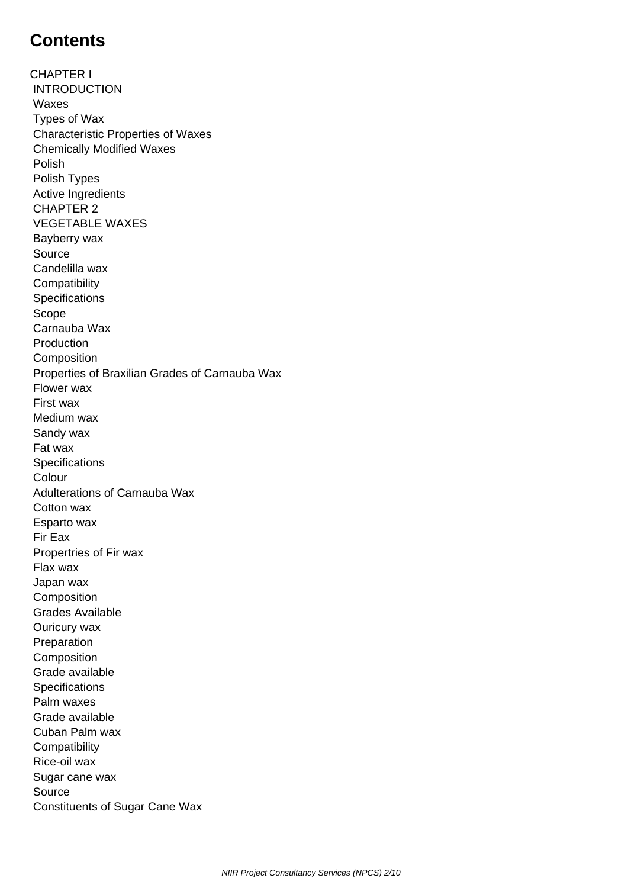# Contents

CHAPTER I

INTRODUCTION

Waxes

Types of Wax

Characteristic Properties of Waxes

Chemically Modified Waxes

Polish

Polish Types

Active Ingredients

CHAPTER 2

VEGETABLE WAXES

Bayberry wax

Source

Candelilla wax

Compatibility

Specifications

Scope

Carnauba Wax

Production

Composition

Properties of Braxilian Grades of Carnauba Wax

Flower wax

First wax

Medium wax

Sandy wax

Fat wax

Specifications

Colour

Adulterations of Carnauba Wax

Cotton wax

Esparto wax

Fir Eax

Propertries of Fir wax

Flax wax

Japan wax

Composition

Grades Available

Ouricury wax

Preparation

Composition

Grade available

Specifications

Palm waxes

Grade available

Cuban Palm wax

Compatibility

Rice-oil wax

Sugar cane wax

Source

Constituents of Sugar Cane Wax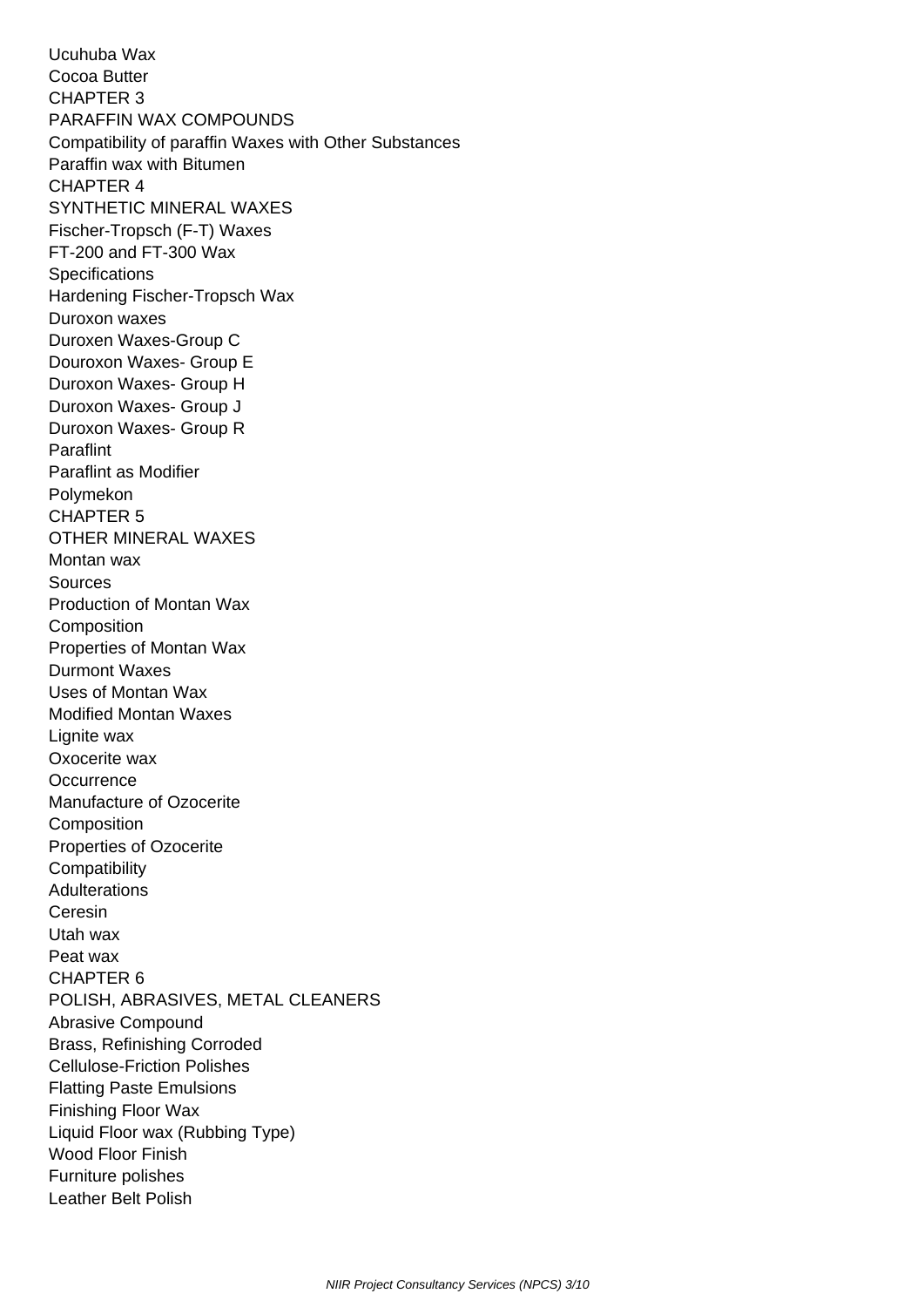Ucuhuba Wax
Cocoa Butter

## CHAPTER 3

## PARAFFIN WAX COMPOUNDS

Compatibility of paraffin Waxes with Other Substances
Paraffin wax with Bitumen

## CHAPTER 4

## SYNTHETIC MINERAL WAXES

Fischer-Tropsch (F-T) Waxes
FT-200 and FT-300 Wax
Specifications
Hardening Fischer-Tropsch Wax
Duroxon waxes
Duroxen Waxes-Group C
Douroxon Waxes- Group E
Duroxon Waxes- Group H
Duroxon Waxes- Group J
Duroxon Waxes- Group R
Paraflint
Paraflint as Modifier
Polymekon

## CHAPTER 5

## OTHER MINERAL WAXES

Montan wax
Sources
Production of Montan Wax
Composition
Properties of Montan Wax
Durmont Waxes
Uses of Montan Wax
Modified Montan Waxes
Lignite wax
Oxocerite wax
Occurrence
Manufacture of Ozocerite
Composition
Properties of Ozocerite
Compatibility
Adulterations
Ceresin
Utah wax
Peat wax

## CHAPTER 6

## POLISH, ABRASIVES, METAL CLEANERS

Abrasive Compound
Brass, Refinishing Corroded
Cellulose-Friction Polishes
Flatting Paste Emulsions
Finishing Floor Wax
Liquid Floor wax (Rubbing Type)
Wood Floor Finish
Furniture polishes
Leather Belt Polish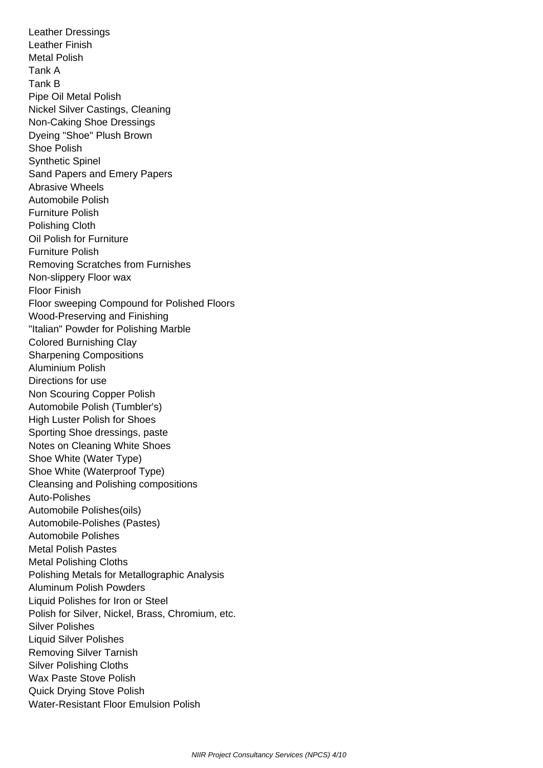Leather Dressings
Leather Finish
Metal Polish
Tank A
Tank B
Pipe Oil Metal Polish
Nickel Silver Castings, Cleaning
Non-Caking Shoe Dressings
Dyeing "Shoe" Plush Brown
Shoe Polish
Synthetic Spinel
Sand Papers and Emery Papers
Abrasive Wheels
Automobile Polish
Furniture Polish
Polishing Cloth
Oil Polish for Furniture
Furniture Polish
Removing Scratches from Furnishes
Non-slippery Floor wax
Floor Finish
Floor sweeping Compound for Polished Floors
Wood-Preserving and Finishing
"Italian" Powder for Polishing Marble
Colored Burnishing Clay
Sharpening Compositions
Aluminium Polish
Directions for use
Non Scouring Copper Polish
Automobile Polish (Tumbler's)
High Luster Polish for Shoes
Sporting Shoe dressings, paste
Notes on Cleaning White Shoes
Shoe White (Water Type)
Shoe White (Waterproof Type)
Cleansing and Polishing compositions
Auto-Polishes
Automobile Polishes(oils)
Automobile-Polishes (Pastes)
Automobile Polishes
Metal Polish Pastes
Metal Polishing Cloths
Polishing Metals for Metallographic Analysis
Aluminum Polish Powders
Liquid Polishes for Iron or Steel
Polish for Silver, Nickel, Brass, Chromium, etc.
Silver Polishes
Liquid Silver Polishes
Removing Silver Tarnish
Silver Polishing Cloths
Wax Paste Stove Polish
Quick Drying Stove Polish
Water-Resistant Floor Emulsion Polish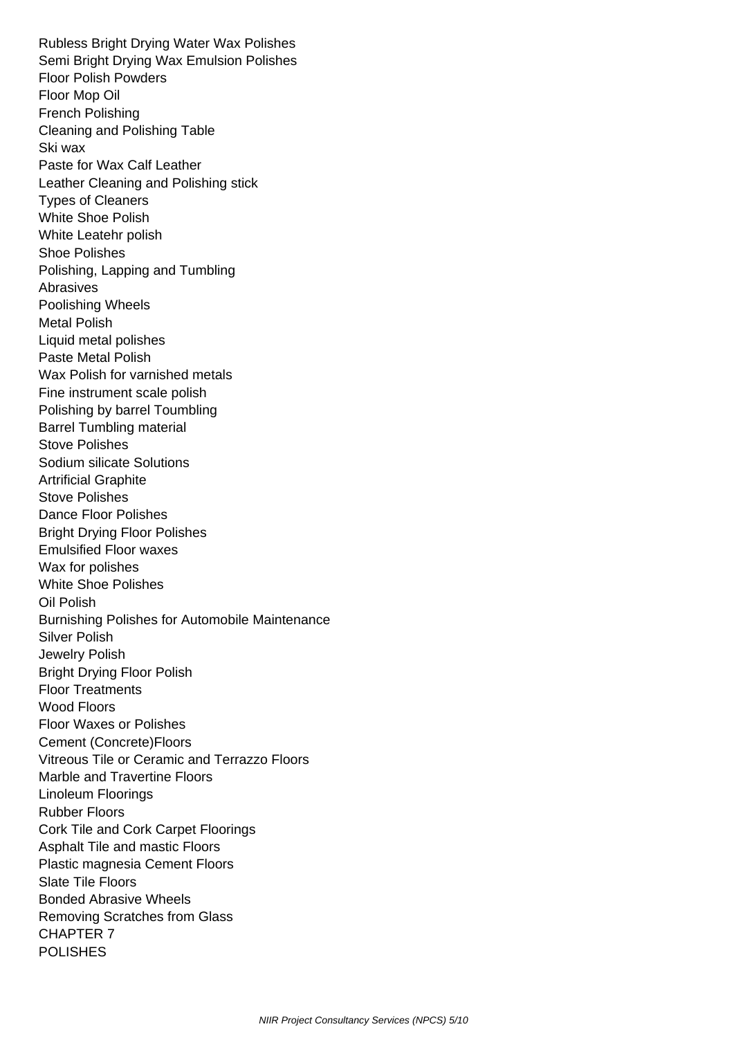Rubless Bright Drying Water Wax Polishes
Semi Bright Drying Wax Emulsion Polishes
Floor Polish Powders
Floor Mop Oil
French Polishing
Cleaning and Polishing Table
Ski wax
Paste for Wax Calf Leather
Leather Cleaning and Polishing stick
Types of Cleaners
White Shoe Polish
White Leatehr polish
Shoe Polishes
Polishing, Lapping and Tumbling
Abrasives
Poolishing Wheels
Metal Polish
Liquid metal polishes
Paste Metal Polish
Wax Polish for varnished metals
Fine instrument scale polish
Polishing by barrel Toumbling
Barrel Tumbling material
Stove Polishes
Sodium silicate Solutions
Artrificial Graphite
Stove Polishes
Dance Floor Polishes
Bright Drying Floor Polishes
Emulsified Floor waxes
Wax for polishes
White Shoe Polishes
Oil Polish
Burnishing Polishes for Automobile Maintenance
Silver Polish
Jewelry Polish
Bright Drying Floor Polish
Floor Treatments
Wood Floors
Floor Waxes or Polishes
Cement (Concrete)Floors
Vitreous Tile or Ceramic and Terrazzo Floors
Marble and Travertine Floors
Linoleum Floorings
Rubber Floors
Cork Tile and Cork Carpet Floorings
Asphalt Tile and mastic Floors
Plastic magnesia Cement Floors
Slate Tile Floors
Bonded Abrasive Wheels
Removing Scratches from Glass

CHAPTER 7
POLISHES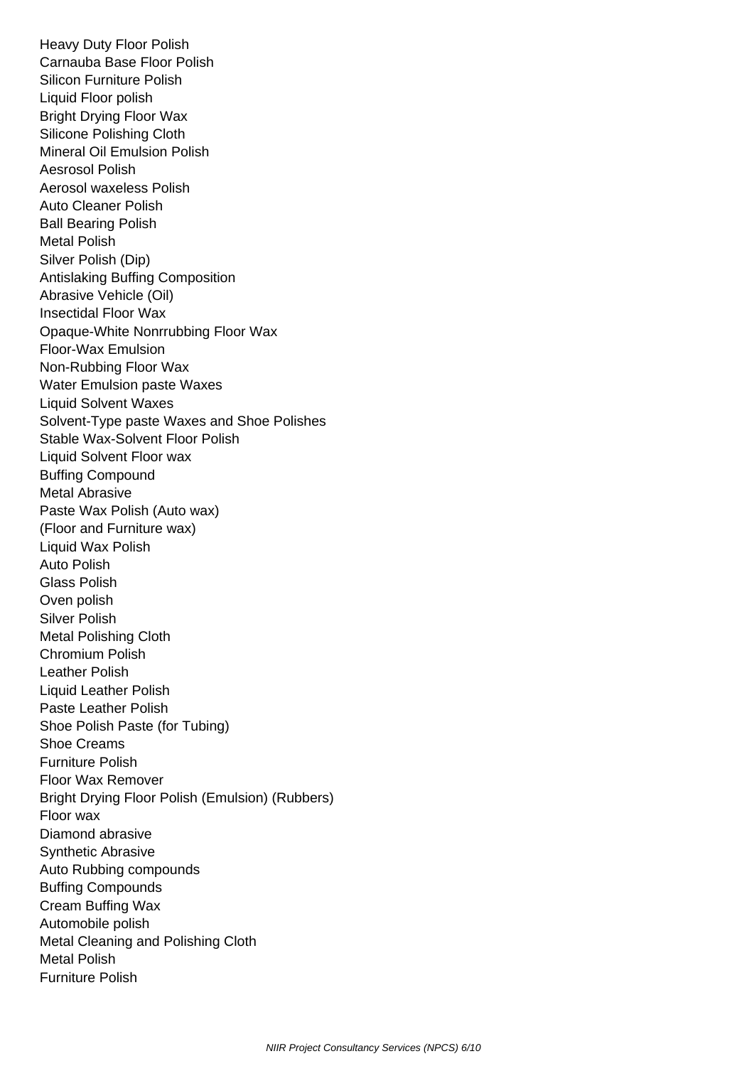Heavy Duty Floor Polish
Carnauba Base Floor Polish
Silicon Furniture Polish
Liquid Floor polish
Bright Drying Floor Wax
Silicone Polishing Cloth
Mineral Oil Emulsion Polish
Aesrosol Polish
Aerosol waxeless Polish
Auto Cleaner Polish
Ball Bearing Polish
Metal Polish
Silver Polish (Dip)
Antislaking Buffing Composition
Abrasive Vehicle (Oil)
Insectidal Floor Wax
Opaque-White Nonrrubbing Floor Wax
Floor-Wax Emulsion
Non-Rubbing Floor Wax
Water Emulsion paste Waxes
Liquid Solvent Waxes
Solvent-Type paste Waxes and Shoe Polishes
Stable Wax-Solvent Floor Polish
Liquid Solvent Floor wax
Buffing Compound
Metal Abrasive
Paste Wax Polish (Auto wax)
(Floor and Furniture wax)
Liquid Wax Polish
Auto Polish
Glass Polish
Oven polish
Silver Polish
Metal Polishing Cloth
Chromium Polish
Leather Polish
Liquid Leather Polish
Paste Leather Polish
Shoe Polish Paste (for Tubing)
Shoe Creams
Furniture Polish
Floor Wax Remover
Bright Drying Floor Polish (Emulsion) (Rubbers)
Floor wax
Diamond abrasive
Synthetic Abrasive
Auto Rubbing compounds
Buffing Compounds
Cream Buffing Wax
Automobile polish
Metal Cleaning and Polishing Cloth
Metal Polish
Furniture Polish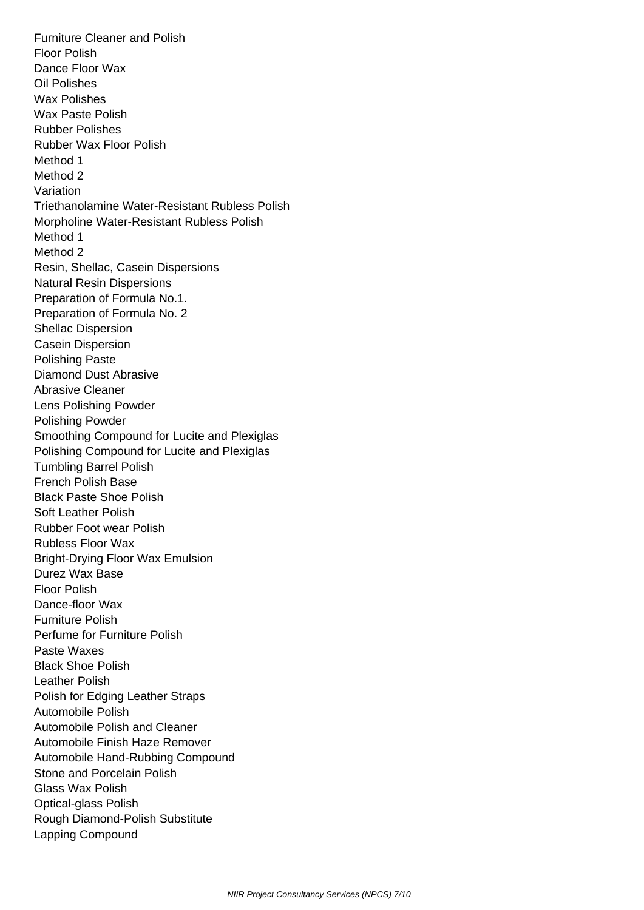Furniture Cleaner and Polish
Floor Polish
Dance Floor Wax
Oil Polishes
Wax Polishes
Wax Paste Polish
Rubber Polishes
Rubber Wax Floor Polish
Method 1
Method 2
Variation
Triethanolamine Water-Resistant Rubless Polish
Morpholine Water-Resistant Rubless Polish
Method 1
Method 2
Resin, Shellac, Casein Dispersions
Natural Resin Dispersions
Preparation of Formula No.1.
Preparation of Formula No. 2
Shellac Dispersion
Casein Dispersion
Polishing Paste
Diamond Dust Abrasive
Abrasive Cleaner
Lens Polishing Powder
Polishing Powder
Smoothing Compound for Lucite and Plexiglas
Polishing Compound for Lucite and Plexiglas
Tumbling Barrel Polish
French Polish Base
Black Paste Shoe Polish
Soft Leather Polish
Rubber Foot wear Polish
Rubless Floor Wax
Bright-Drying Floor Wax Emulsion
Durez Wax Base
Floor Polish
Dance-floor Wax
Furniture Polish
Perfume for Furniture Polish
Paste Waxes
Black Shoe Polish
Leather Polish
Polish for Edging Leather Straps
Automobile Polish
Automobile Polish and Cleaner
Automobile Finish Haze Remover
Automobile Hand-Rubbing Compound
Stone and Porcelain Polish
Glass Wax Polish
Optical-glass Polish
Rough Diamond-Polish Substitute
Lapping Compound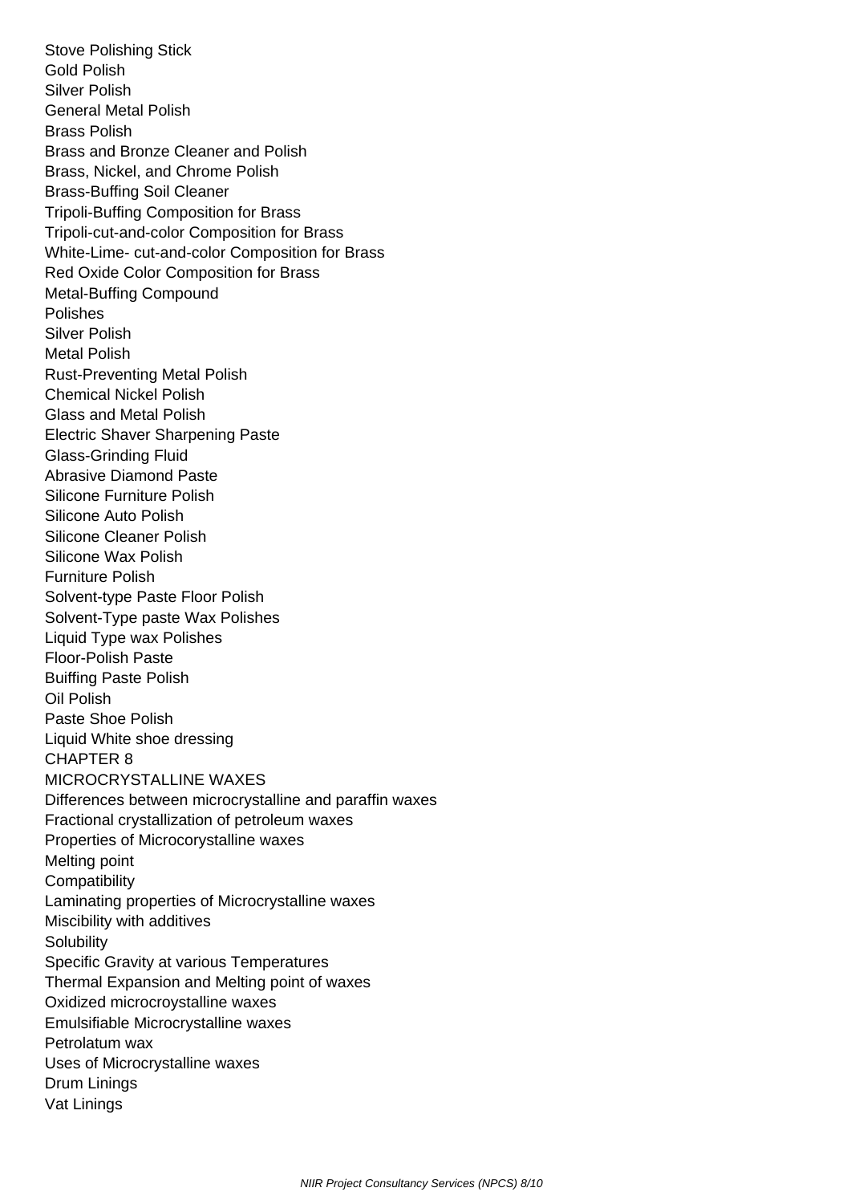Stove Polishing Stick
Gold Polish
Silver Polish
General Metal Polish
Brass Polish
Brass and Bronze Cleaner and Polish
Brass, Nickel, and Chrome Polish
Brass-Buffing Soil Cleaner
Tripoli-Buffing Composition for Brass
Tripoli-cut-and-color Composition for Brass
White-Lime- cut-and-color Composition for Brass
Red Oxide Color Composition for Brass
Metal-Buffing Compound
Polishes
Silver Polish
Metal Polish
Rust-Preventing Metal Polish
Chemical Nickel Polish
Glass and Metal Polish
Electric Shaver Sharpening Paste
Glass-Grinding Fluid
Abrasive Diamond Paste
Silicone Furniture Polish
Silicone Auto Polish
Silicone Cleaner Polish
Silicone Wax Polish
Furniture Polish
Solvent-type Paste Floor Polish
Solvent-Type paste Wax Polishes
Liquid Type wax Polishes
Floor-Polish Paste
Buiffing Paste Polish
Oil Polish
Paste Shoe Polish
Liquid White shoe dressing

CHAPTER 8
MICROCRYSTALLINE WAXES

Differences between microcrystalline and paraffin waxes
Fractional crystallization of petroleum waxes
Properties of Microcorystalline waxes
Melting point
Compatibility
Laminating properties of Microcrystalline waxes
Miscibility with additives
Solubility
Specific Gravity at various Temperatures
Thermal Expansion and Melting point of waxes
Oxidized microcroystalline waxes
Emulsifiable Microcrystalline waxes
Petrolatum wax
Uses of Microcrystalline waxes
Drum Linings
Vat Linings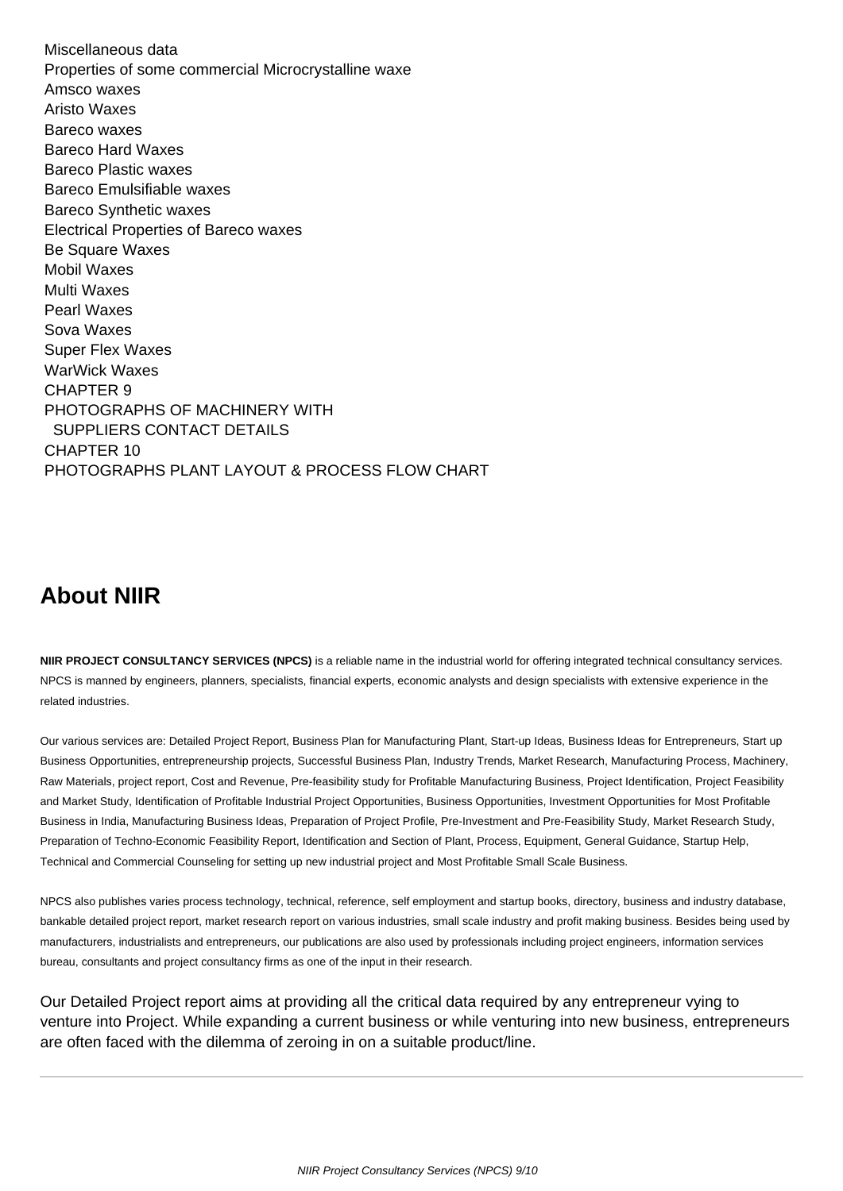Miscellaneous data
Properties of some commercial Microcrystalline waxe
Amsco waxes
Aristo Waxes
Bareco waxes
Bareco Hard Waxes
Bareco Plastic waxes
Bareco Emulsifiable waxes
Bareco Synthetic waxes
Electrical Properties of Bareco waxes
Be Square Waxes
Mobil Waxes
Multi Waxes
Pearl Waxes
Sova Waxes
Super Flex Waxes
WarWick Waxes
CHAPTER 9
PHOTOGRAPHS OF MACHINERY WITH
SUPPLIERS CONTACT DETAILS
CHAPTER 10
PHOTOGRAPHS PLANT LAYOUT & PROCESS FLOW CHART

## About NIIR

**NIIR PROJECT CONSULTANCY SERVICES (NPCS)** is a reliable name in the industrial world for offering integrated technical consultancy services. NPCS is manned by engineers, planners, specialists, financial experts, economic analysts and design specialists with extensive experience in the related industries.

Our various services are: Detailed Project Report, Business Plan for Manufacturing Plant, Start-up Ideas, Business Ideas for Entrepreneurs, Start up Business Opportunities, entrepreneurship projects, Successful Business Plan, Industry Trends, Market Research, Manufacturing Process, Machinery, Raw Materials, project report, Cost and Revenue, Pre-feasibility study for Profitable Manufacturing Business, Project Identification, Project Feasibility and Market Study, Identification of Profitable Industrial Project Opportunities, Business Opportunities, Investment Opportunities for Most Profitable Business in India, Manufacturing Business Ideas, Preparation of Project Profile, Pre-Investment and Pre-Feasibility Study, Market Research Study, Preparation of Techno-Economic Feasibility Report, Identification and Section of Plant, Process, Equipment, General Guidance, Startup Help, Technical and Commercial Counseling for setting up new industrial project and Most Profitable Small Scale Business.

NPCS also publishes varies process technology, technical, reference, self employment and startup books, directory, business and industry database, bankable detailed project report, market research report on various industries, small scale industry and profit making business. Besides being used by manufacturers, industrialists and entrepreneurs, our publications are also used by professionals including project engineers, information services bureau, consultants and project consultancy firms as one of the input in their research.

Our Detailed Project report aims at providing all the critical data required by any entrepreneur vying to venture into Project. While expanding a current business or while venturing into new business, entrepreneurs are often faced with the dilemma of zeroing in on a suitable product/line.